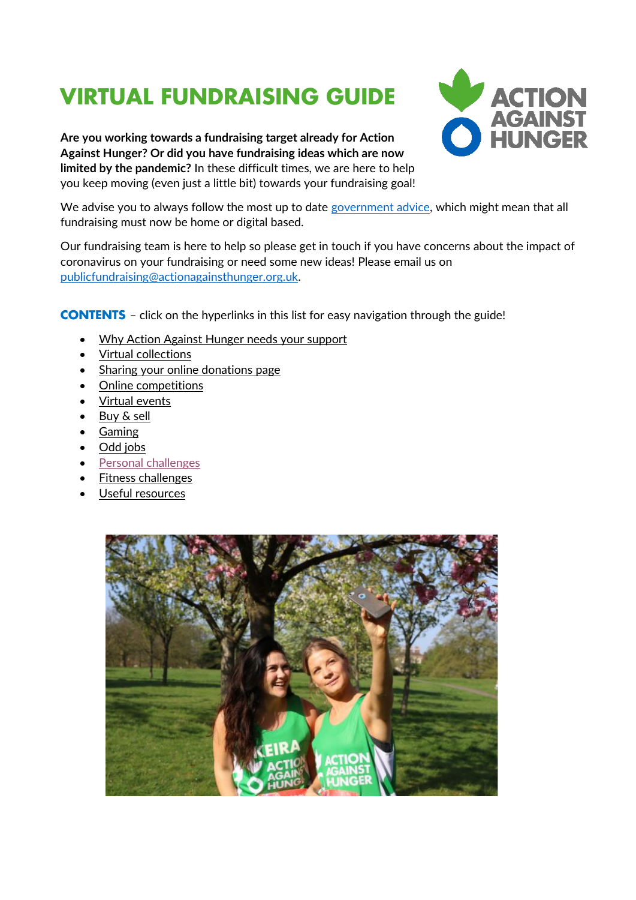# VIRTUAL FUNDRAISING GUIDE

**Are you working towards a fundraising target already for Action Against Hunger? Or did you have fundraising ideas which are now limited by the pandemic?** In these difficult times, we are here to help you keep moving (even just a little bit) towards your fundraising goal!

We advise you to always follow the most up to date government advice, which might mean that all fundraising must now be home or digital based.

Our fundraising team is here to help so please get in touch if you have concerns about the impact of coronavirus on your fundraising or need some new ideas! Please email us on publicfundraising@actionagainsthunger.org.uk.

**CONTENTS** – click on the hyperlinks in this list for easy navigation through the guide!

- Why Action Against Hunger needs your support
- Virtual collections
- Sharing your online donations page
- Online competitions
- Virtual events
- Buy & sell
- Gaming
- Odd jobs
- Personal challenges
- Fitness challenges
- Useful resources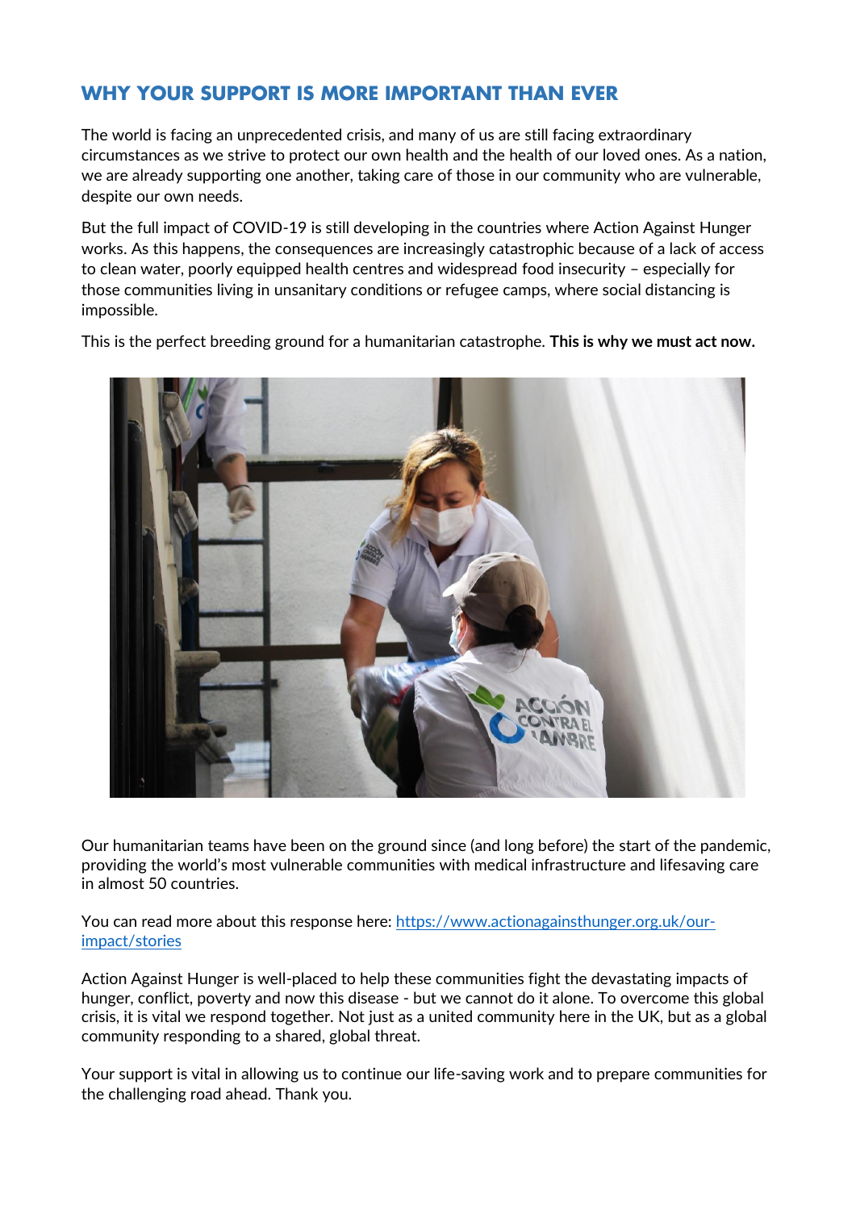## WHY YOUR SUPPORT IS MORE IMPORTANT THAN EVER

The world is facing an unprecedented crisis, and many of us are still facing extraordinary circumstances as we strive to protect our own health and the health of our loved ones. As a nation, we are already supporting one another, taking care of those in our community who are vulnerable, despite our own needs.

But the full impact of COVID-19 is still developing in the countries where Action Against Hunger works. As this happens, the consequences are increasingly catastrophic because of a lack of access to clean water, poorly equipped health centres and widespread food insecurity – especially for those communities living in unsanitary conditions or refugee camps, where social distancing is impossible.

This is the perfect breeding ground for a humanitarian catastrophe. **This is why we must act now.**

Our humanitarian teams have been on the ground since (and long before) the start of the pandemic, providing the world's most vulnerable communities with medical infrastructure and lifesaving care in almost 50 countries.

You can read more about this response here: [https://www.actionagainsthunger.org.uk/our-impact/stories](https://www.actionagainsthunger.org.uk/our-impact/stories)

Action Against Hunger is well-placed to help these communities fight the devastating impacts of hunger, conflict, poverty and now this disease - but we cannot do it alone. To overcome this global crisis, it is vital we respond together. Not just as a united community here in the UK, but as a global community responding to a shared, global threat.

Your support is vital in allowing us to continue our life-saving work and to prepare communities for the challenging road ahead. Thank you.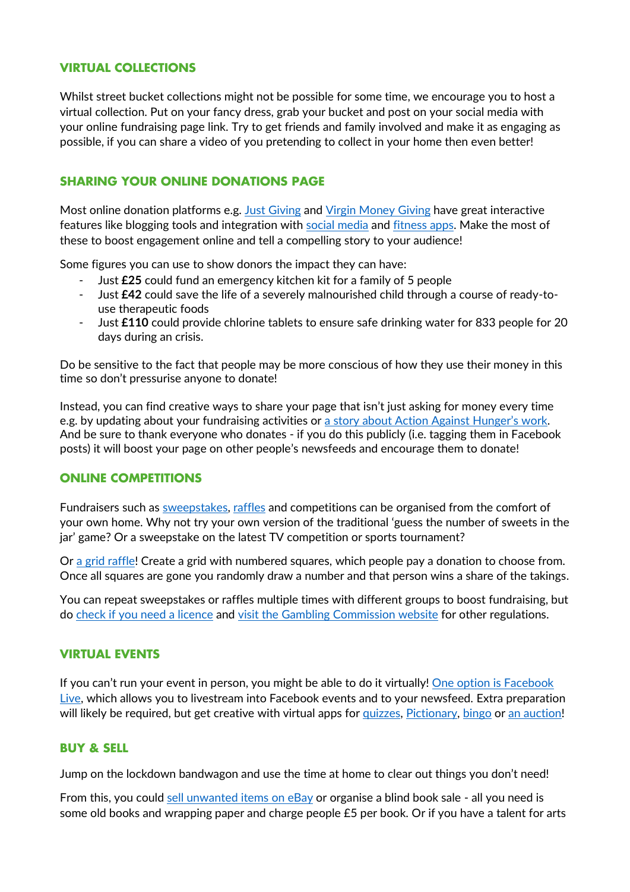## VIRTUAL COLLECTIONS

Whilst street bucket collections might not be possible for some time, we encourage you to host a virtual collection. Put on your fancy dress, grab your bucket and post on your social media with your online fundraising page link. Try to get friends and family involved and make it as engaging as possible, if you can share a video of you pretending to collect in your home then even better!

## SHARING YOUR ONLINE DONATIONS PAGE

Most online donation platforms e.g. Just Giving and Virgin Money Giving have great interactive features like blogging tools and integration with social media and fitness apps. Make the most of these to boost engagement online and tell a compelling story to your audience!

Some figures you can use to show donors the impact they can have:

- Just **£25** could fund an emergency kitchen kit for a family of 5 people
- Just **£42** could save the life of a severely malnourished child through a course of ready-to-use therapeutic foods
- Just **£110** could provide chlorine tablets to ensure safe drinking water for 833 people for 20 days during an crisis.

Do be sensitive to the fact that people may be more conscious of how they use their money in this time so don't pressurise anyone to donate!

Instead, you can find creative ways to share your page that isn't just asking for money every time e.g. by updating about your fundraising activities or a story about Action Against Hunger's work. And be sure to thank everyone who donates - if you do this publicly (i.e. tagging them in Facebook posts) it will boost your page on other people's newsfeeds and encourage them to donate!

## ONLINE COMPETITIONS

Fundraisers such as sweepstakes, raffles and competitions can be organised from the comfort of your own home. Why not try your own version of the traditional 'guess the number of sweets in the jar' game? Or a sweepstake on the latest TV competition or sports tournament?

Or a grid raffle! Create a grid with numbered squares, which people pay a donation to choose from. Once all squares are gone you randomly draw a number and that person wins a share of the takings.

You can repeat sweepstakes or raffles multiple times with different groups to boost fundraising, but do check if you need a licence and visit the Gambling Commission website for other regulations.

## VIRTUAL EVENTS

If you can't run your event in person, you might be able to do it virtually! One option is Facebook Live, which allows you to livestream into Facebook events and to your newsfeed. Extra preparation will likely be required, but get creative with virtual apps for quizzes, Pictionary, bingo or an auction!

## BUY & SELL

Jump on the lockdown bandwagon and use the time at home to clear out things you don't need!

From this, you could sell unwanted items on eBay or organise a blind book sale - all you need is some old books and wrapping paper and charge people £5 per book. Or if you have a talent for arts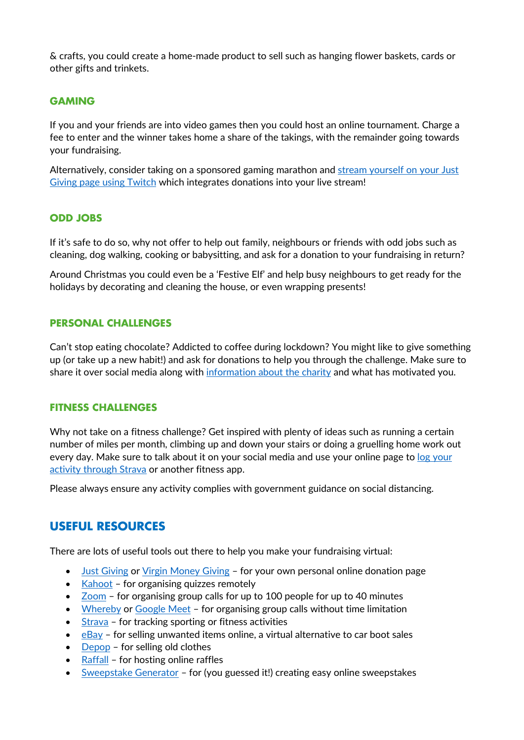& crafts, you could create a home-made product to sell such as hanging flower baskets, cards or other gifts and trinkets.

### GAMING

If you and your friends are into video games then you could host an online tournament. Charge a fee to enter and the winner takes home a share of the takings, with the remainder going towards your fundraising.

Alternatively, consider taking on a sponsored gaming marathon and stream yourself on your Just Giving page using Twitch which integrates donations into your live stream!

### ODD JOBS

If it's safe to do so, why not offer to help out family, neighbours or friends with odd jobs such as cleaning, dog walking, cooking or babysitting, and ask for a donation to your fundraising in return?

Around Christmas you could even be a 'Festive Elf' and help busy neighbours to get ready for the holidays by decorating and cleaning the house, or even wrapping presents!

### PERSONAL CHALLENGES

Can't stop eating chocolate? Addicted to coffee during lockdown? You might like to give something up (or take up a new habit!) and ask for donations to help you through the challenge. Make sure to share it over social media along with information about the charity and what has motivated you.

### FITNESS CHALLENGES

Why not take on a fitness challenge? Get inspired with plenty of ideas such as running a certain number of miles per month, climbing up and down your stairs or doing a gruelling home work out every day. Make sure to talk about it on your social media and use your online page to log your activity through Strava or another fitness app.

Please always ensure any activity complies with government guidance on social distancing.

## USEFUL RESOURCES

There are lots of useful tools out there to help you make your fundraising virtual:

- Just Giving or Virgin Money Giving – for your own personal online donation page
- Kahoot – for organising quizzes remotely
- Zoom – for organising group calls for up to 100 people for up to 40 minutes
- Whereby or Google Meet – for organising group calls without time limitation
- Strava – for tracking sporting or fitness activities
- eBay – for selling unwanted items online, a virtual alternative to car boot sales
- Depop – for selling old clothes
- Raffall – for hosting online raffles
- Sweepstake Generator – for (you guessed it!) creating easy online sweepstakes